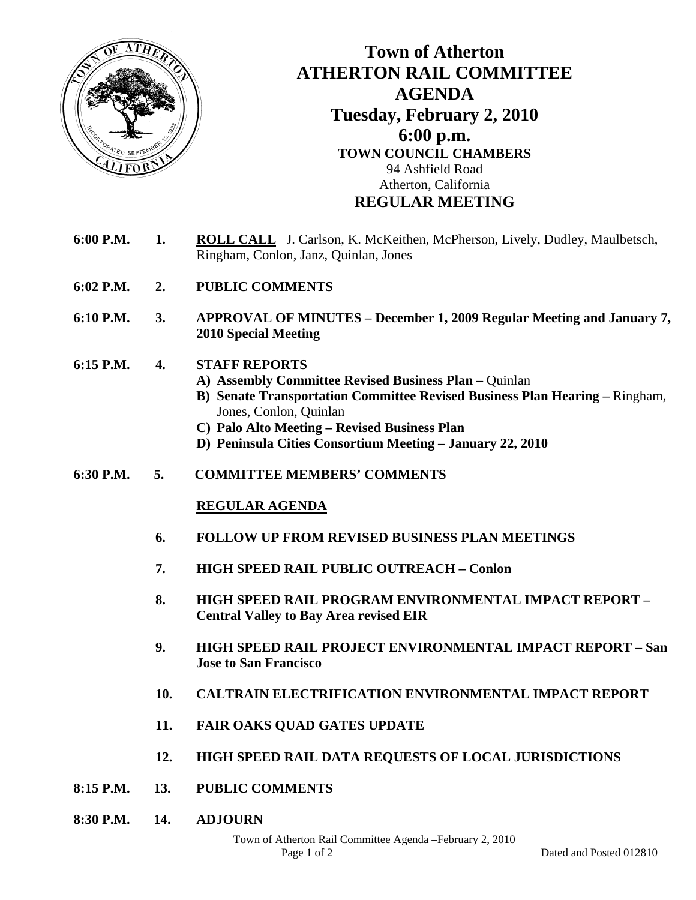# Town of Atherton
# ATHERTON RAIL COMMITTEE
# AGENDA
## Tuesday, February 2, 2010
## 6:00 p.m.

**TOWN COUNCIL CHAMBERS**
94 Ashfield Road
Atherton, California

## REGULAR MEETING

**6:00 P.M.** **1.** **ROLL CALL** J. Carlson, K. McKeithen, McPherson, Lively, Dudley, Maulbetsch, Ringham, Conlon, Janz, Quinlan, Jones

**6:02 P.M.** **2.** **PUBLIC COMMENTS**

**6:10 P.M.** **3.** **APPROVAL OF MINUTES – December 1, 2009 Regular Meeting and January 7, 2010 Special Meeting**

**6:15 P.M.** **4.** **STAFF REPORTS**

- **A) Assembly Committee Revised Business Plan –** Quinlan
- **B) Senate Transportation Committee Revised Business Plan Hearing –** Ringham, Jones, Conlon, Quinlan
- **C) Palo Alto Meeting – Revised Business Plan**
- **D) Peninsula Cities Consortium Meeting – January 22, 2010**

**6:30 P.M.** **5.** **COMMITTEE MEMBERS' COMMENTS**

**REGULAR AGENDA**

**6.** **FOLLOW UP FROM REVISED BUSINESS PLAN MEETINGS**

**7.** **HIGH SPEED RAIL PUBLIC OUTREACH – Conlon**

**8.** **HIGH SPEED RAIL PROGRAM ENVIRONMENTAL IMPACT REPORT – Central Valley to Bay Area revised EIR**

**9.** **HIGH SPEED RAIL PROJECT ENVIRONMENTAL IMPACT REPORT – San Jose to San Francisco**

**10.** **CALTRAIN ELECTRIFICATION ENVIRONMENTAL IMPACT REPORT**

**11.** **FAIR OAKS QUAD GATES UPDATE**

**12.** **HIGH SPEED RAIL DATA REQUESTS OF LOCAL JURISDICTIONS**

**8:15 P.M.** **13.** **PUBLIC COMMENTS**

**8:30 P.M.** **14.** **ADJOURN**

Dated and Posted 012810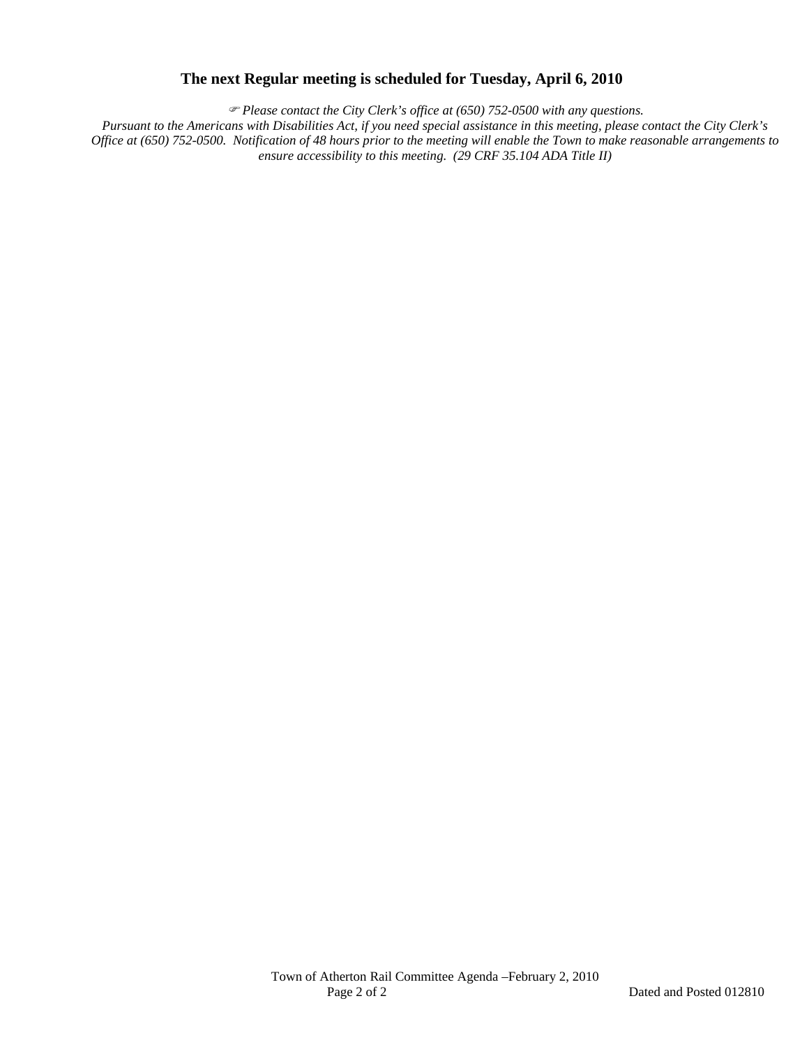**The next Regular meeting is scheduled for Tuesday, April 6, 2010**

☞ *Please contact the City Clerk's office at (650) 752-0500 with any questions.*

*Pursuant to the Americans with Disabilities Act, if you need special assistance in this meeting, please contact the City Clerk's Office at (650) 752-0500. Notification of 48 hours prior to the meeting will enable the Town to make reasonable arrangements to ensure accessibility to this meeting. (29 CRF 35.104 ADA Title II)*

Dated and Posted 012810